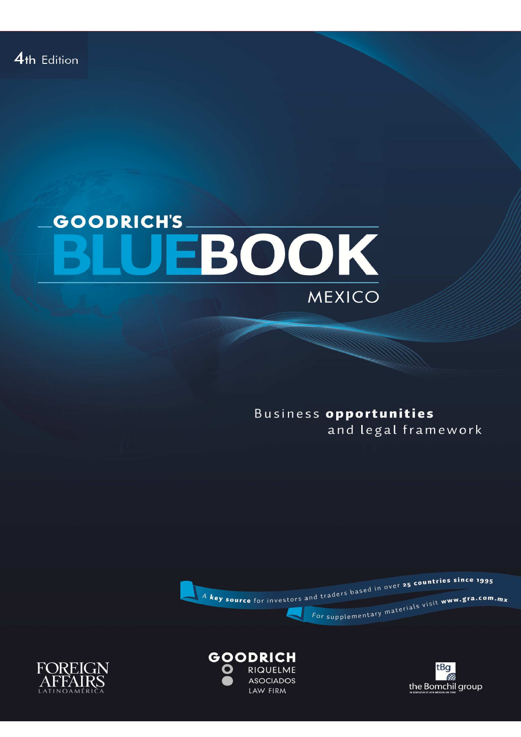4th Edition

# GOODRICH'S BLUEBOOK

## MEXICO

Business **opportunities** and legal framework

A **key source** for investors and traders based in over **25 countries since 1995**

For supplementary materials visit **www.gra.com.mx**

FOREIGN AFFAIRS LATINOAMÉRICA

GOODRICH RIQUELME ASOCIADOS LAW FIRM

tBg the Bomchil group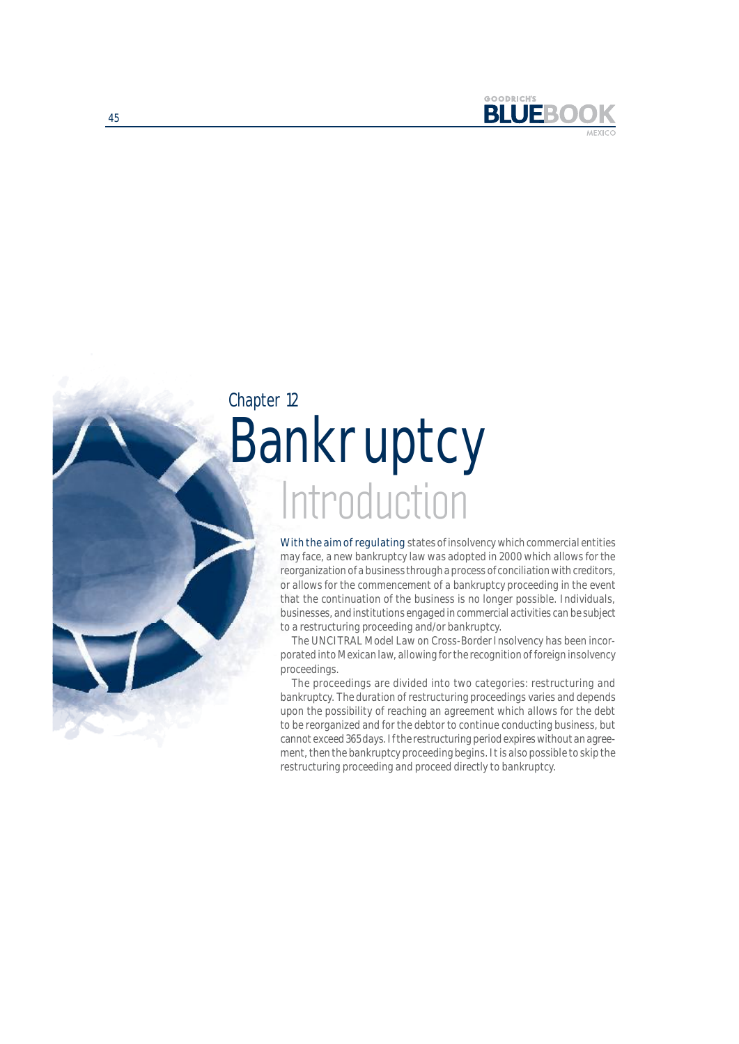## Chapter 12

# Bankruptcy

## Introduction

With the aim of regulating states of insolvency which commercial entities may face, a new bankruptcy law was adopted in 2000 which allows for the reorganization of a business through a process of conciliation with creditors, or allows for the commencement of a bankruptcy proceeding in the event that the continuation of the business is no longer possible. Individuals, businesses, and institutions engaged in commercial activities can be subject to a restructuring proceeding and/or bankruptcy.

The UNCITRAL Model Law on Cross-Border Insolvency has been incorporated into Mexican law, allowing for the recognition of foreign insolvency proceedings.

The proceedings are divided into two categories: restructuring and bankruptcy. The duration of restructuring proceedings varies and depends upon the possibility of reaching an agreement which allows for the debt to be reorganized and for the debtor to continue conducting business, but cannot exceed 365 days. If the restructuring period expires without an agreement, then the bankruptcy proceeding begins. It is also possible to skip the restructuring proceeding and proceed directly to bankruptcy.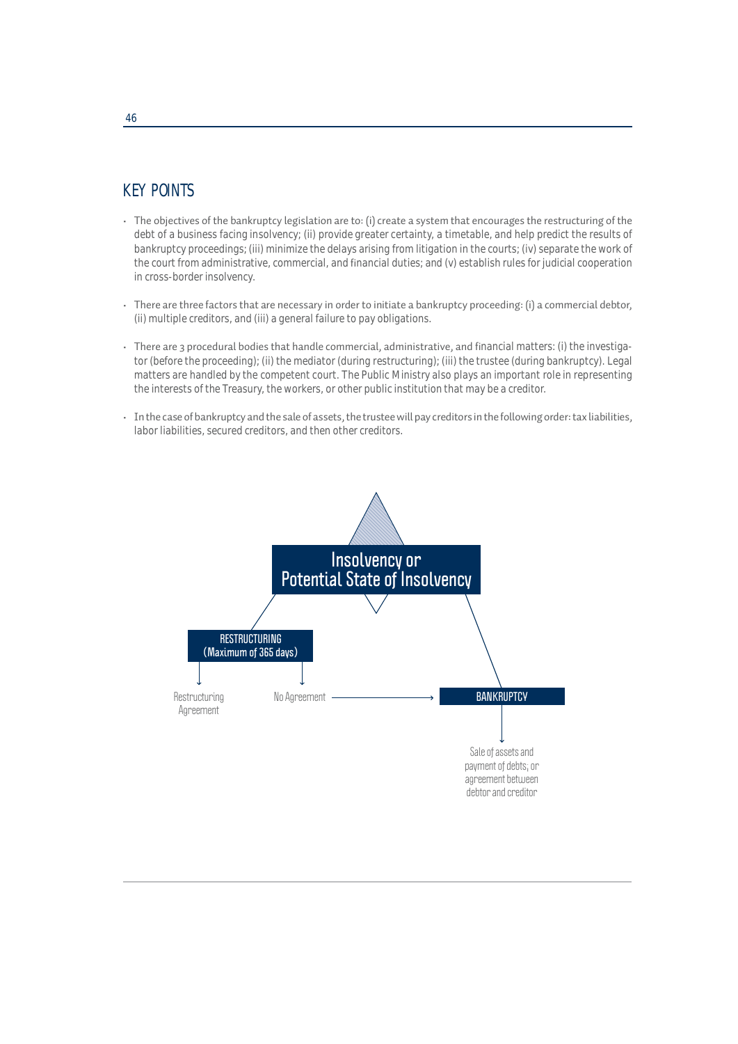## KEY POINTS

- The objectives of the bankruptcy legislation are to: (i) create a system that encourages the restructuring of the debt of a business facing insolvency; (ii) provide greater certainty, a timetable, and help predict the results of bankruptcy proceedings; (iii) minimize the delays arising from litigation in the courts; (iv) separate the work of the court from administrative, commercial, and financial duties; and (v) establish rules for judicial cooperation in cross-border insolvency.

- There are three factors that are necessary in order to initiate a bankruptcy proceeding: (i) a commercial debtor, (ii) multiple creditors, and (iii) a general failure to pay obligations.

- There are 3 procedural bodies that handle commercial, administrative, and financial matters: (i) the investigator (before the proceeding); (ii) the mediator (during restructuring); (iii) the trustee (during bankruptcy). Legal matters are handled by the competent court. The Public Ministry also plays an important role in representing the interests of the Treasury, the workers, or other public institution that may be a creditor.

- In the case of bankruptcy and the sale of assets, the trustee will pay creditors in the following order: tax liabilities, labor liabilities, secured creditors, and then other creditors.

Insolvency or Potential State of Insolvency

RESTRUCTURING (Maximum of 365 days)

Restructuring Agreement

No Agreement → BANKRUPTCY

BANKRUPTCY

Sale of assets and payment of debts; or agreement between debtor and creditor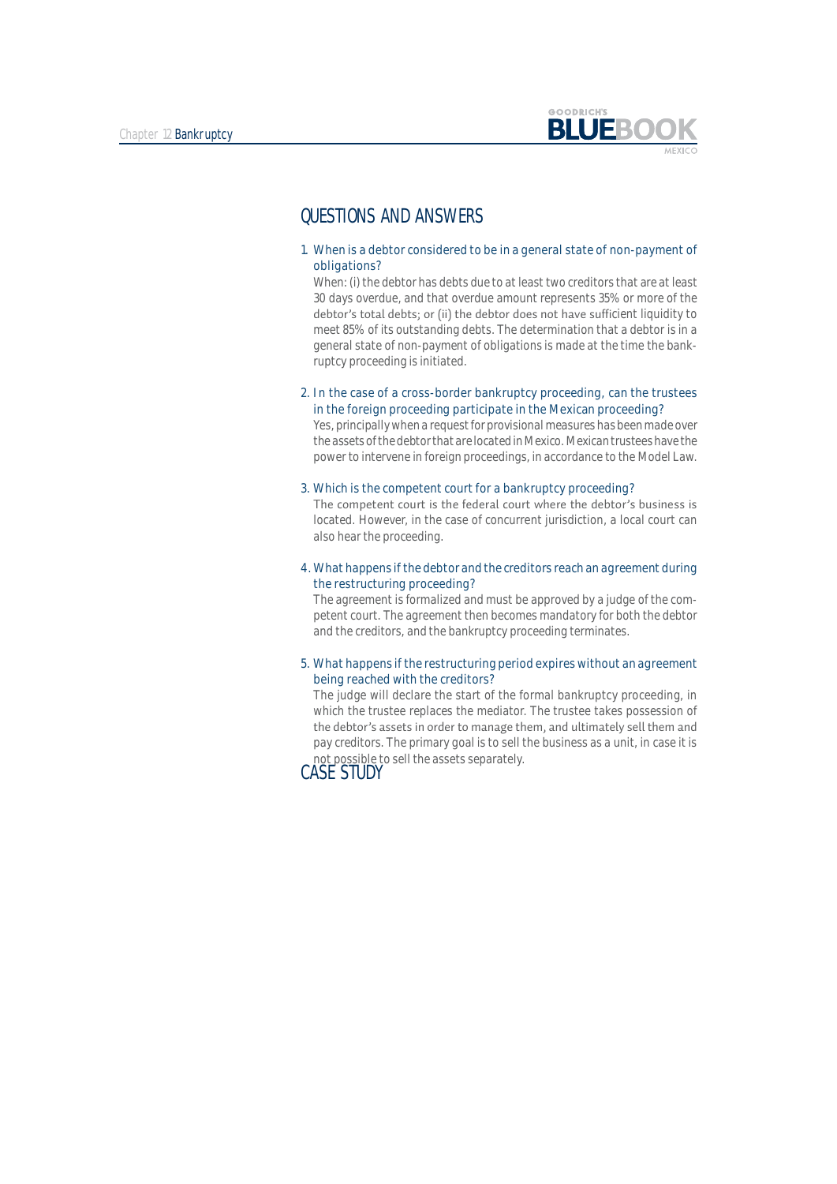## QUESTIONS AND ANSWERS

1. **When is a debtor considered to be in a general state of non-payment of obligations?**
   When: (i) the debtor has debts due to at least two creditors that are at least 30 days overdue, and that overdue amount represents 35% or more of the debtor's total debts; or (ii) the debtor does not have sufficient liquidity to meet 85% of its outstanding debts. The determination that a debtor is in a general state of non-payment of obligations is made at the time the bankruptcy proceeding is initiated.

2. **In the case of a cross-border bankruptcy proceeding, can the trustees in the foreign proceeding participate in the Mexican proceeding?**
   Yes, principally when a request for provisional measures has been made over the assets of the debtor that are located in Mexico. Mexican trustees have the power to intervene in foreign proceedings, in accordance to the Model Law.

3. **Which is the competent court for a bankruptcy proceeding?**
   The competent court is the federal court where the debtor's business is located. However, in the case of concurrent jurisdiction, a local court can also hear the proceeding.

4. **What happens if the debtor and the creditors reach an agreement during the restructuring proceeding?**
   The agreement is formalized and must be approved by a judge of the competent court. The agreement then becomes mandatory for both the debtor and the creditors, and the bankruptcy proceeding terminates.

5. **What happens if the restructuring period expires without an agreement being reached with the creditors?**
   The judge will declare the start of the formal bankruptcy proceeding, in which the trustee replaces the mediator. The trustee takes possession of the debtor's assets in order to manage them, and ultimately sell them and pay creditors. The primary goal is to sell the business as a unit, in case it is not possible to sell the assets separately.

## CASE STUDY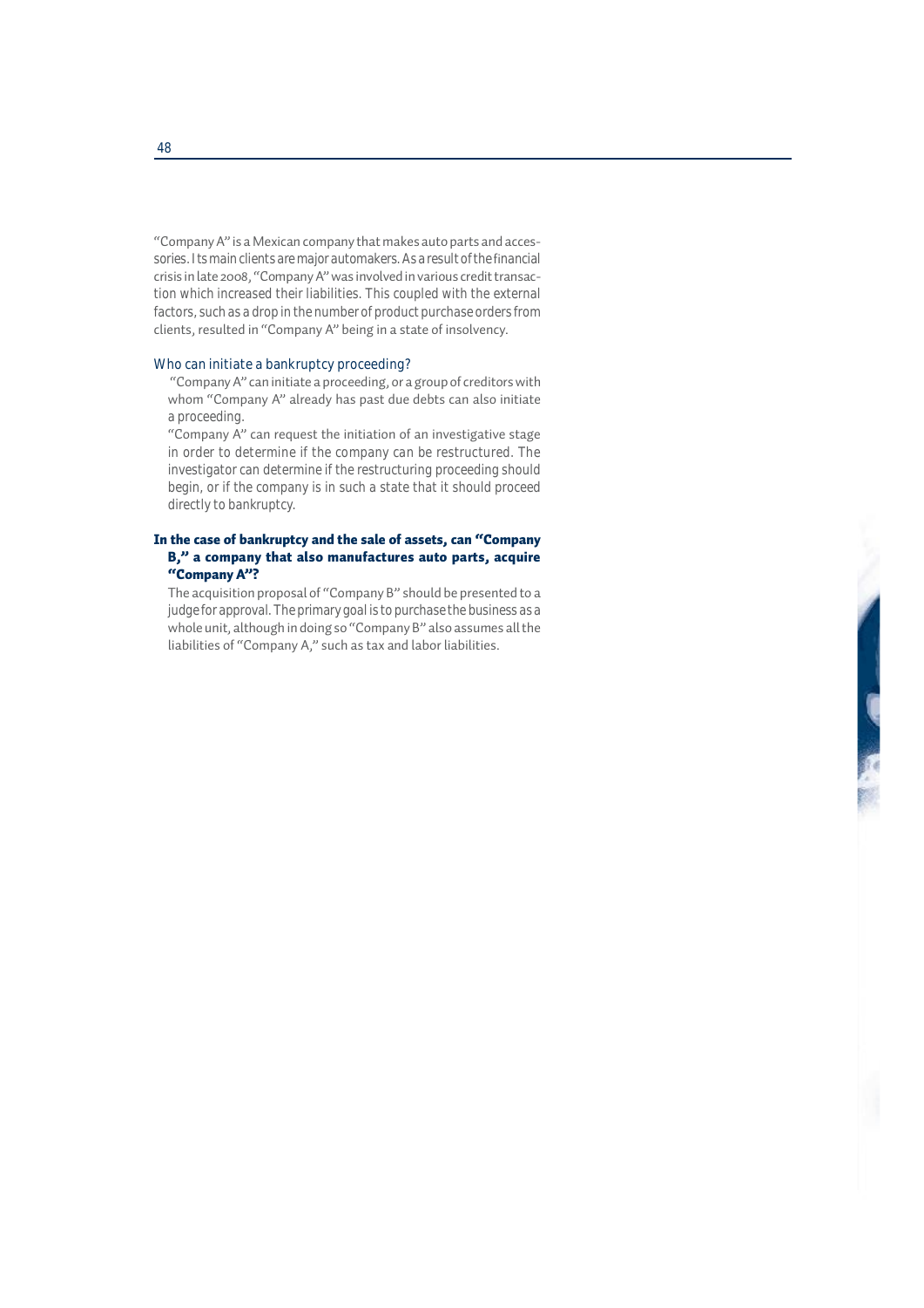"Company A" is a Mexican company that makes auto parts and accessories. Its main clients are major automakers. As a result of the financial crisis in late 2008, "Company A" was involved in various credit transaction which increased their liabilities. This coupled with the external factors, such as a drop in the number of product purchase orders from clients, resulted in "Company A" being in a state of insolvency.

### Who can initiate a bankruptcy proceeding?

"Company A" can initiate a proceeding, or a group of creditors with whom "Company A" already has past due debts can also initiate a proceeding.

"Company A" can request the initiation of an investigative stage in order to determine if the company can be restructured. The investigator can determine if the restructuring proceeding should begin, or if the company is in such a state that it should proceed directly to bankruptcy.

### **In the case of bankruptcy and the sale of assets, can "Company B," a company that also manufactures auto parts, acquire "Company A"?**

The acquisition proposal of "Company B" should be presented to a judge for approval. The primary goal is to purchase the business as a whole unit, although in doing so "Company B" also assumes all the liabilities of "Company A," such as tax and labor liabilities.